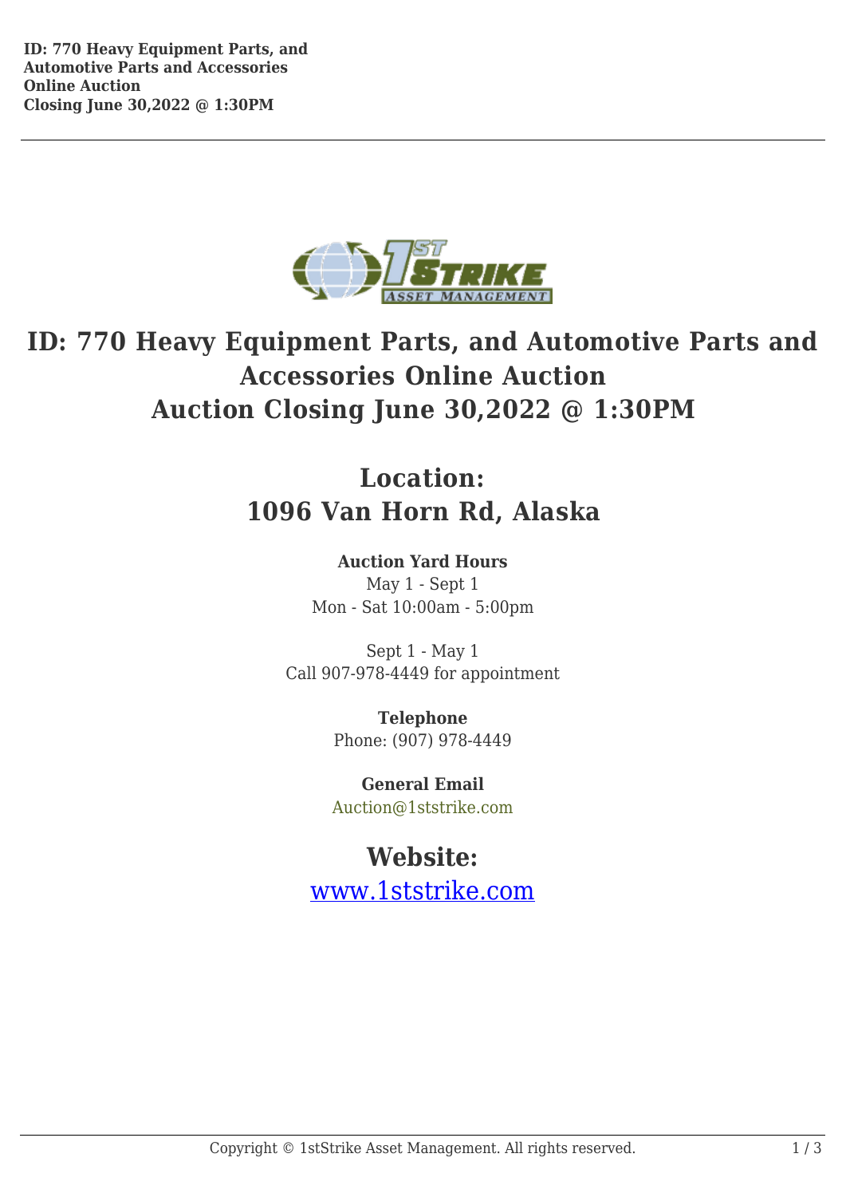# ID: 770 Heavy Equipment Parts, and Automotive Parts and Accessories Online Auction
# Auction Closing June 30,2022 @ 1:30PM

## Location:
## 1096 Van Horn Rd, Alaska

**Auction Yard Hours**
May 1 - Sept 1
Mon - Sat 10:00am - 5:00pm

Sept 1 - May 1
Call 907-978-4449 for appointment

**Telephone**
Phone: (907) 978-4449

**General Email**
Auction@1ststrike.com

## Website:
[www.1ststrike.com](http://www.1ststrike.com)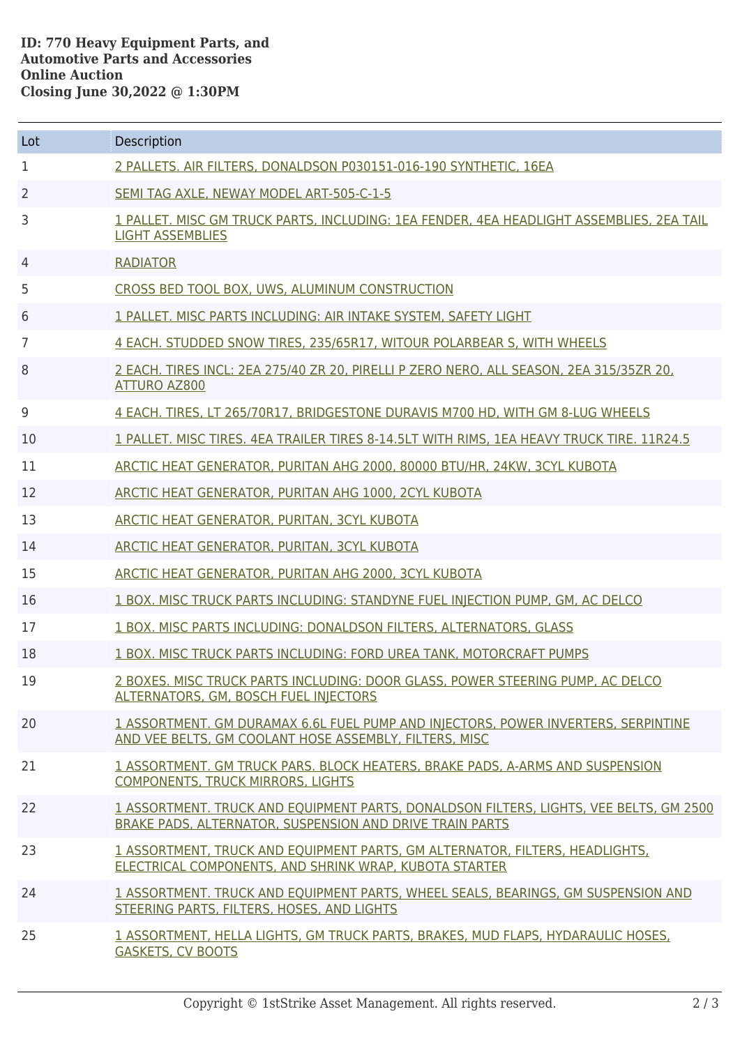**ID: 770 Heavy Equipment Parts, and Automotive Parts and Accessories Online Auction**
**Closing June 30,2022 @ 1:30PM**

| Lot | Description |
|---|---|
| 1 | 2 PALLETS. AIR FILTERS, DONALDSON P030151-016-190 SYNTHETIC, 16EA |
| 2 | SEMI TAG AXLE, NEWAY MODEL ART-505-C-1-5 |
| 3 | 1 PALLET. MISC GM TRUCK PARTS, INCLUDING: 1EA FENDER, 4EA HEADLIGHT ASSEMBLIES, 2EA TAIL LIGHT ASSEMBLIES |
| 4 | RADIATOR |
| 5 | CROSS BED TOOL BOX, UWS, ALUMINUM CONSTRUCTION |
| 6 | 1 PALLET. MISC PARTS INCLUDING: AIR INTAKE SYSTEM, SAFETY LIGHT |
| 7 | 4 EACH. STUDDED SNOW TIRES, 235/65R17, WITOUR POLARBEAR S, WITH WHEELS |
| 8 | 2 EACH. TIRES INCL: 2EA 275/40 ZR 20, PIRELLI P ZERO NERO, ALL SEASON, 2EA 315/35ZR 20, ATTURO AZ800 |
| 9 | 4 EACH. TIRES, LT 265/70R17, BRIDGESTONE DURAVIS M700 HD, WITH GM 8-LUG WHEELS |
| 10 | 1 PALLET. MISC TIRES. 4EA TRAILER TIRES 8-14.5LT WITH RIMS, 1EA HEAVY TRUCK TIRE. 11R24.5 |
| 11 | ARCTIC HEAT GENERATOR, PURITAN AHG 2000, 80000 BTU/HR, 24KW, 3CYL KUBOTA |
| 12 | ARCTIC HEAT GENERATOR, PURITAN AHG 1000, 2CYL KUBOTA |
| 13 | ARCTIC HEAT GENERATOR, PURITAN, 3CYL KUBOTA |
| 14 | ARCTIC HEAT GENERATOR, PURITAN, 3CYL KUBOTA |
| 15 | ARCTIC HEAT GENERATOR, PURITAN AHG 2000, 3CYL KUBOTA |
| 16 | 1 BOX. MISC TRUCK PARTS INCLUDING: STANDYNE FUEL INJECTION PUMP, GM, AC DELCO |
| 17 | 1 BOX. MISC PARTS INCLUDING: DONALDSON FILTERS, ALTERNATORS, GLASS |
| 18 | 1 BOX. MISC TRUCK PARTS INCLUDING: FORD UREA TANK, MOTORCRAFT PUMPS |
| 19 | 2 BOXES. MISC TRUCK PARTS INCLUDING: DOOR GLASS, POWER STEERING PUMP, AC DELCO ALTERNATORS, GM, BOSCH FUEL INJECTORS |
| 20 | 1 ASSORTMENT. GM DURAMAX 6.6L FUEL PUMP AND INJECTORS, POWER INVERTERS, SERPINTINE AND VEE BELTS, GM COOLANT HOSE ASSEMBLY, FILTERS, MISC |
| 21 | 1 ASSORTMENT. GM TRUCK PARS. BLOCK HEATERS, BRAKE PADS, A-ARMS AND SUSPENSION COMPONENTS, TRUCK MIRRORS, LIGHTS |
| 22 | 1 ASSORTMENT. TRUCK AND EQUIPMENT PARTS, DONALDSON FILTERS, LIGHTS, VEE BELTS, GM 2500 BRAKE PADS, ALTERNATOR, SUSPENSION AND DRIVE TRAIN PARTS |
| 23 | 1 ASSORTMENT, TRUCK AND EQUIPMENT PARTS, GM ALTERNATOR, FILTERS, HEADLIGHTS, ELECTRICAL COMPONENTS, AND SHRINK WRAP, KUBOTA STARTER |
| 24 | 1 ASSORTMENT. TRUCK AND EQUIPMENT PARTS, WHEEL SEALS, BEARINGS, GM SUSPENSION AND STEERING PARTS, FILTERS, HOSES, AND LIGHTS |
| 25 | 1 ASSORTMENT, HELLA LIGHTS, GM TRUCK PARTS, BRAKES, MUD FLAPS, HYDARAULIC HOSES, GASKETS, CV BOOTS |

Copyright © 1stStrike Asset Management. All rights reserved.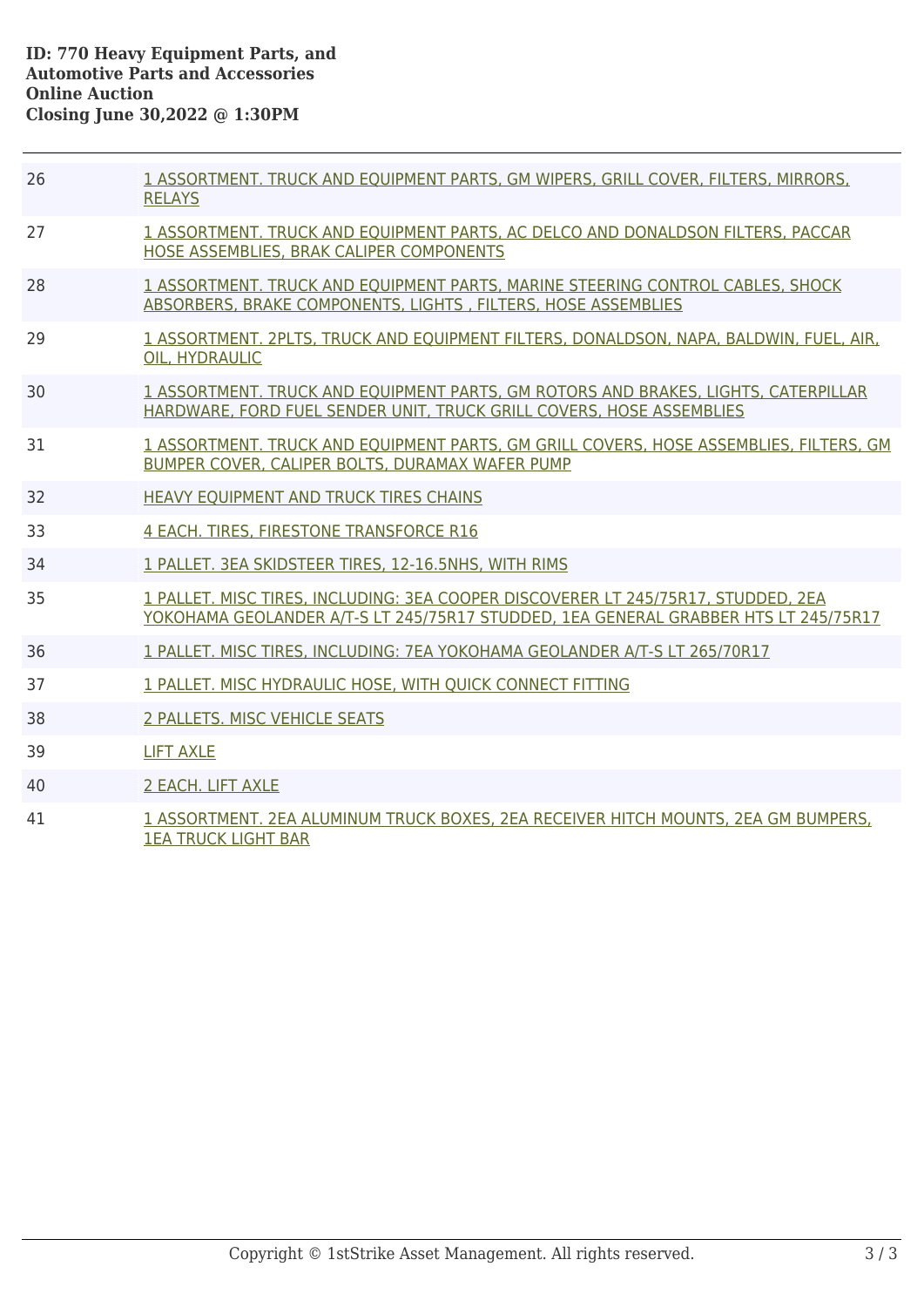| | |
|---|---|
| 26 | 1 ASSORTMENT. TRUCK AND EQUIPMENT PARTS, GM WIPERS, GRILL COVER, FILTERS, MIRRORS, RELAYS |
| 27 | 1 ASSORTMENT. TRUCK AND EQUIPMENT PARTS, AC DELCO AND DONALDSON FILTERS, PACCAR HOSE ASSEMBLIES, BRAK CALIPER COMPONENTS |
| 28 | 1 ASSORTMENT. TRUCK AND EQUIPMENT PARTS, MARINE STEERING CONTROL CABLES, SHOCK ABSORBERS, BRAKE COMPONENTS, LIGHTS , FILTERS, HOSE ASSEMBLIES |
| 29 | 1 ASSORTMENT. 2PLTS, TRUCK AND EQUIPMENT FILTERS, DONALDSON, NAPA, BALDWIN, FUEL, AIR, OIL, HYDRAULIC |
| 30 | 1 ASSORTMENT. TRUCK AND EQUIPMENT PARTS, GM ROTORS AND BRAKES, LIGHTS, CATERPILLAR HARDWARE, FORD FUEL SENDER UNIT, TRUCK GRILL COVERS, HOSE ASSEMBLIES |
| 31 | 1 ASSORTMENT. TRUCK AND EQUIPMENT PARTS, GM GRILL COVERS, HOSE ASSEMBLIES, FILTERS, GM BUMPER COVER, CALIPER BOLTS, DURAMAX WAFER PUMP |
| 32 | HEAVY EQUIPMENT AND TRUCK TIRES CHAINS |
| 33 | 4 EACH. TIRES, FIRESTONE TRANSFORCE R16 |
| 34 | 1 PALLET. 3EA SKIDSTEER TIRES, 12-16.5NHS, WITH RIMS |
| 35 | 1 PALLET. MISC TIRES, INCLUDING: 3EA COOPER DISCOVERER LT 245/75R17, STUDDED, 2EA YOKOHAMA GEOLANDER A/T-S LT 245/75R17 STUDDED, 1EA GENERAL GRABBER HTS LT 245/75R17 |
| 36 | 1 PALLET. MISC TIRES, INCLUDING: 7EA YOKOHAMA GEOLANDER A/T-S LT 265/70R17 |
| 37 | 1 PALLET. MISC HYDRAULIC HOSE, WITH QUICK CONNECT FITTING |
| 38 | 2 PALLETS. MISC VEHICLE SEATS |
| 39 | LIFT AXLE |
| 40 | 2 EACH. LIFT AXLE |
| 41 | 1 ASSORTMENT. 2EA ALUMINUM TRUCK BOXES, 2EA RECEIVER HITCH MOUNTS, 2EA GM BUMPERS, 1EA TRUCK LIGHT BAR |